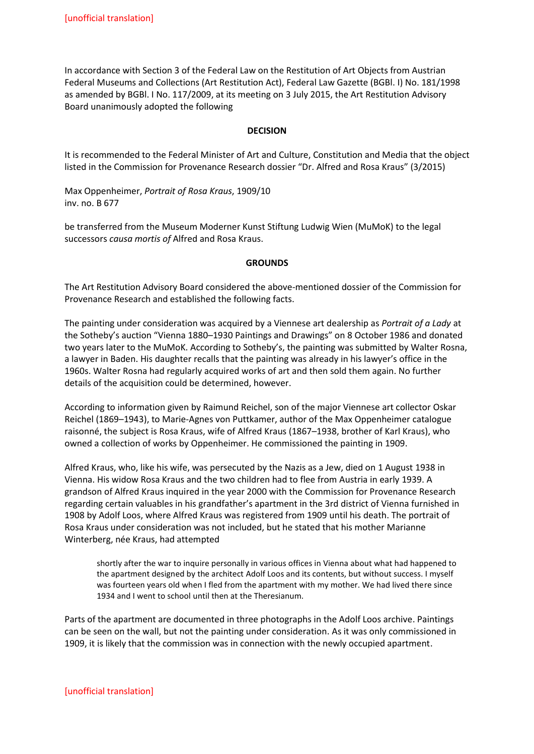[unofficial translation]

In accordance with Section 3 of the Federal Law on the Restitution of Art Objects from Austrian Federal Museums and Collections (Art Restitution Act), Federal Law Gazette (BGBl. I) No. 181/1998 as amended by BGBl. I No. 117/2009, at its meeting on 3 July 2015, the Art Restitution Advisory Board unanimously adopted the following

**DECISION**

It is recommended to the Federal Minister of Art and Culture, Constitution and Media that the object listed in the Commission for Provenance Research dossier "Dr. Alfred and Rosa Kraus" (3/2015)

Max Oppenheimer, *Portrait of Rosa Kraus*, 1909/10
inv. no. B 677

be transferred from the Museum Moderner Kunst Stiftung Ludwig Wien (MuMoK) to the legal successors *causa mortis of* Alfred and Rosa Kraus.

**GROUNDS**

The Art Restitution Advisory Board considered the above-mentioned dossier of the Commission for Provenance Research and established the following facts.

The painting under consideration was acquired by a Viennese art dealership as *Portrait of a Lady* at the Sotheby's auction "Vienna 1880–1930 Paintings and Drawings" on 8 October 1986 and donated two years later to the MuMoK. According to Sotheby's, the painting was submitted by Walter Rosna, a lawyer in Baden. His daughter recalls that the painting was already in his lawyer's office in the 1960s. Walter Rosna had regularly acquired works of art and then sold them again. No further details of the acquisition could be determined, however.

According to information given by Raimund Reichel, son of the major Viennese art collector Oskar Reichel (1869–1943), to Marie-Agnes von Puttkamer, author of the Max Oppenheimer catalogue raisonné, the subject is Rosa Kraus, wife of Alfred Kraus (1867–1938, brother of Karl Kraus), who owned a collection of works by Oppenheimer. He commissioned the painting in 1909.

Alfred Kraus, who, like his wife, was persecuted by the Nazis as a Jew, died on 1 August 1938 in Vienna. His widow Rosa Kraus and the two children had to flee from Austria in early 1939. A grandson of Alfred Kraus inquired in the year 2000 with the Commission for Provenance Research regarding certain valuables in his grandfather's apartment in the 3rd district of Vienna furnished in 1908 by Adolf Loos, where Alfred Kraus was registered from 1909 until his death. The portrait of Rosa Kraus under consideration was not included, but he stated that his mother Marianne Winterberg, née Kraus, had attempted

> shortly after the war to inquire personally in various offices in Vienna about what had happened to the apartment designed by the architect Adolf Loos and its contents, but without success. I myself was fourteen years old when I fled from the apartment with my mother. We had lived there since 1934 and I went to school until then at the Theresianum.

Parts of the apartment are documented in three photographs in the Adolf Loos archive. Paintings can be seen on the wall, but not the painting under consideration. As it was only commissioned in 1909, it is likely that the commission was in connection with the newly occupied apartment.

[unofficial translation]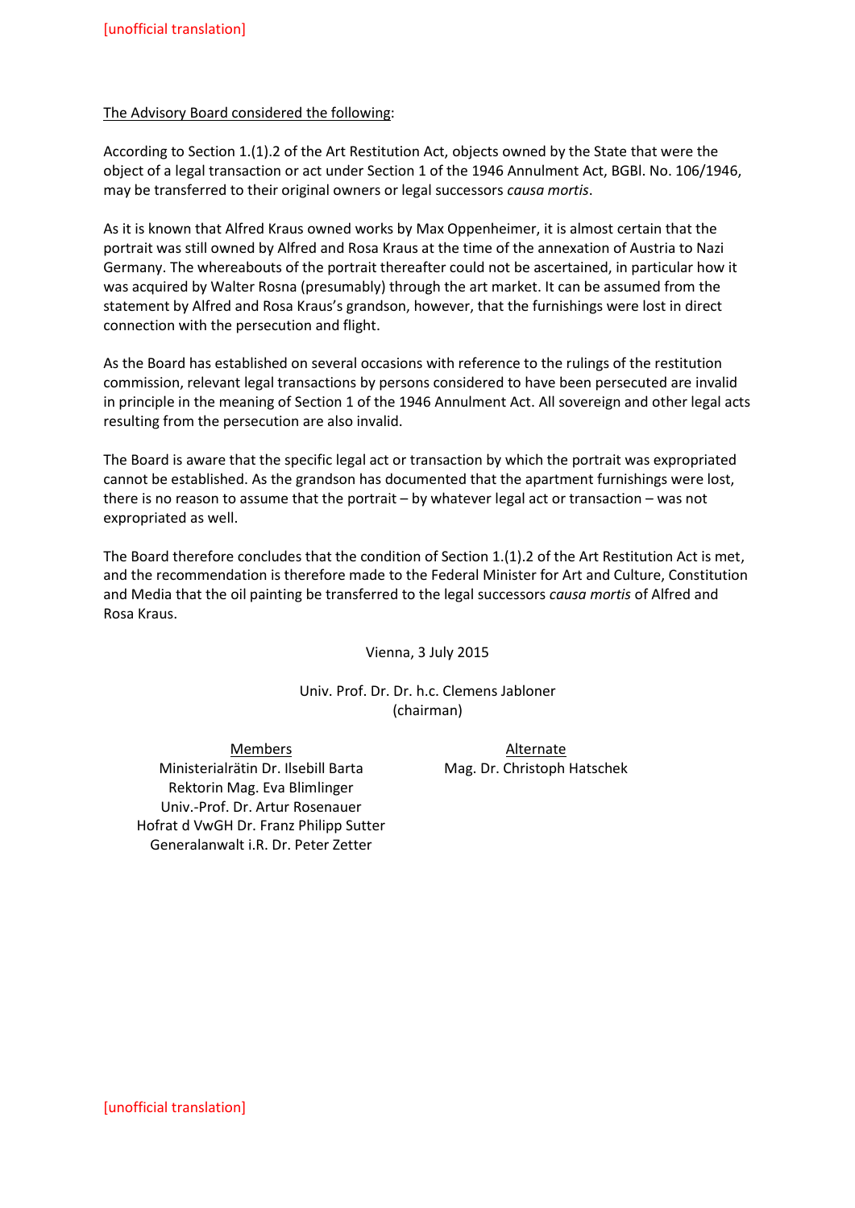[unofficial translation]

The Advisory Board considered the following:

According to Section 1.(1).2 of the Art Restitution Act, objects owned by the State that were the object of a legal transaction or act under Section 1 of the 1946 Annulment Act, BGBl. No. 106/1946, may be transferred to their original owners or legal successors *causa mortis*.

As it is known that Alfred Kraus owned works by Max Oppenheimer, it is almost certain that the portrait was still owned by Alfred and Rosa Kraus at the time of the annexation of Austria to Nazi Germany. The whereabouts of the portrait thereafter could not be ascertained, in particular how it was acquired by Walter Rosna (presumably) through the art market. It can be assumed from the statement by Alfred and Rosa Kraus's grandson, however, that the furnishings were lost in direct connection with the persecution and flight.

As the Board has established on several occasions with reference to the rulings of the restitution commission, relevant legal transactions by persons considered to have been persecuted are invalid in principle in the meaning of Section 1 of the 1946 Annulment Act. All sovereign and other legal acts resulting from the persecution are also invalid.

The Board is aware that the specific legal act or transaction by which the portrait was expropriated cannot be established. As the grandson has documented that the apartment furnishings were lost, there is no reason to assume that the portrait – by whatever legal act or transaction – was not expropriated as well.

The Board therefore concludes that the condition of Section 1.(1).2 of the Art Restitution Act is met, and the recommendation is therefore made to the Federal Minister for Art and Culture, Constitution and Media that the oil painting be transferred to the legal successors *causa mortis* of Alfred and Rosa Kraus.

Vienna, 3 July 2015

Univ. Prof. Dr. Dr. h.c. Clemens Jabloner
(chairman)

Members
Ministerialrätin Dr. Ilsebill Barta
Rektorin Mag. Eva Blimlinger
Univ.-Prof. Dr. Artur Rosenauer
Hofrat d VwGH Dr. Franz Philipp Sutter
Generalanwalt i.R. Dr. Peter Zetter

Alternate
Mag. Dr. Christoph Hatschek

[unofficial translation]